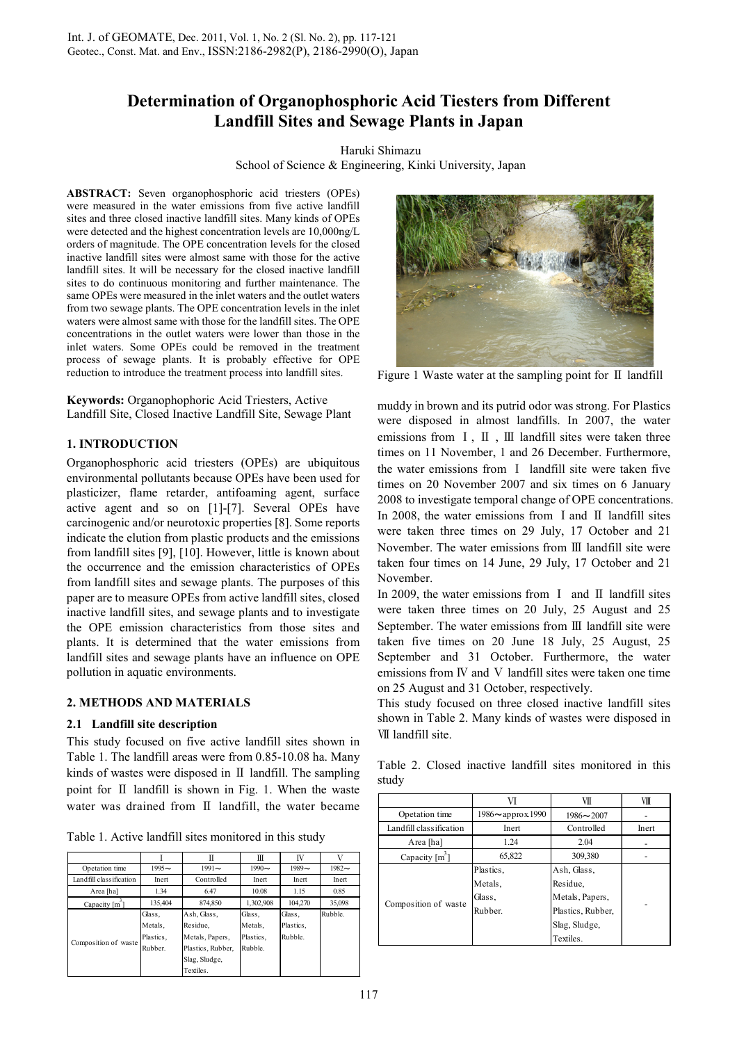# Determination of Organophosphoric Acid Tiesters from Different Landfill Sites and Sewage Plants in Japan

Haruki Shimazu
School of Science & Engineering, Kinki University, Japan

**ABSTRACT:** Seven organophosphoric acid triesters (OPEs) were measured in the water emissions from five active landfill sites and three closed inactive landfill sites. Many kinds of OPEs were detected and the highest concentration levels are 10,000ng/L orders of magnitude. The OPE concentration levels for the closed inactive landfill sites were almost same with those for the active landfill sites. It will be necessary for the closed inactive landfill sites to do continuous monitoring and further maintenance. The same OPEs were measured in the inlet waters and the outlet waters from two sewage plants. The OPE concentration levels in the inlet waters were almost same with those for the landfill sites. The OPE concentrations in the outlet waters were lower than those in the inlet waters. Some OPEs could be removed in the treatment process of sewage plants. It is probably effective for OPE reduction to introduce the treatment process into landfill sites.

**Keywords:** Organophophoric Acid Triesters, Active Landfill Site, Closed Inactive Landfill Site, Sewage Plant

## 1. INTRODUCTION

Organophosphoric acid triesters (OPEs) are ubiquitous environmental pollutants because OPEs have been used for plasticizer, flame retarder, antifoaming agent, surface active agent and so on [1]-[7]. Several OPEs have carcinogenic and/or neurotoxic properties [8]. Some reports indicate the elution from plastic products and the emissions from landfill sites [9], [10]. However, little is known about the occurrence and the emission characteristics of OPEs from landfill sites and sewage plants. The purposes of this paper are to measure OPEs from active landfill sites, closed inactive landfill sites, and sewage plants and to investigate the OPE emission characteristics from those sites and plants. It is determined that the water emissions from landfill sites and sewage plants have an influence on OPE pollution in aquatic environments.

## 2. METHODS AND MATERIALS

### 2.1 Landfill site description

This study focused on five active landfill sites shown in Table 1. The landfill areas were from 0.85-10.08 ha. Many kinds of wastes were disposed in Ⅱ landfill. The sampling point for Ⅱ landfill is shown in Fig. 1. When the waste water was drained from Ⅱ landfill, the water became muddy in brown and its putrid odor was strong. For Plastics were disposed in almost landfills. In 2007, the water emissions from Ⅰ, Ⅱ, Ⅲ landfill sites were taken three times on 11 November, 1 and 26 December. Furthermore, the water emissions from Ⅰ landfill site were taken five times on 20 November 2007 and six times on 6 January 2008 to investigate temporal change of OPE concentrations. In 2008, the water emissions from Ⅰ and Ⅱ landfill sites were taken three times on 29 July, 17 October and 21 November. The water emissions from Ⅲ landfill site were taken four times on 14 June, 29 July, 17 October and 21 November.

In 2009, the water emissions from Ⅰ and Ⅱ landfill sites were taken three times on 20 July, 25 August and 25 September. The water emissions from Ⅲ landfill site were taken five times on 20 June 18 July, 25 August, 25 September and 31 October. Furthermore, the water emissions from Ⅳ and Ⅴ landfill sites were taken one time on 25 August and 31 October, respectively.

This study focused on three closed inactive landfill sites shown in Table 2. Many kinds of wastes were disposed in Ⅶ landfill site.

Table 1. Active landfill sites monitored in this study

| | Ⅰ | Ⅱ | Ⅲ | Ⅳ | Ⅴ |
|---|---|---|---|---|---|
| Opetation time | 1995～ | 1991～ | 1990～ | 1989～ | 1982～ |
| Landfill classification | Inert | Controlled | Inert | Inert | Inert |
| Area [ha] | 1.34 | 6.47 | 10.08 | 1.15 | 0.85 |
| Capacity [$m^3$] | 135,404 | 874,850 | 1,302,908 | 104,270 | 35,098 |
| Composition of waste | Glass, Metals, Plastics, Rubber. | Ash, Glass, Residue, Metals, Papers, Plastics, Rubber, Slag, Sludge, Textiles. | Glass, Metals, Plastics, Rubble. | Glass, Plastics, Rubble. | Rubble. |

Figure 1 Waste water at the sampling point for Ⅱ landfill

Table 2. Closed inactive landfill sites monitored in this study

| | Ⅵ | Ⅶ | Ⅷ |
|---|---|---|---|
| Opetation time | 1986～approx.1990 | 1986～2007 | - |
| Landfill classification | Inert | Controlled | Inert |
| Area [ha] | 1.24 | 2.04 | - |
| Capacity [$m^3$] | 65,822 | 309,380 | - |
| Composition of waste | Plastics, Metals, Glass, Rubber. | Ash, Glass, Residue, Metals, Papers, Plastics, Rubber, Slag, Sludge, Textiles. | - |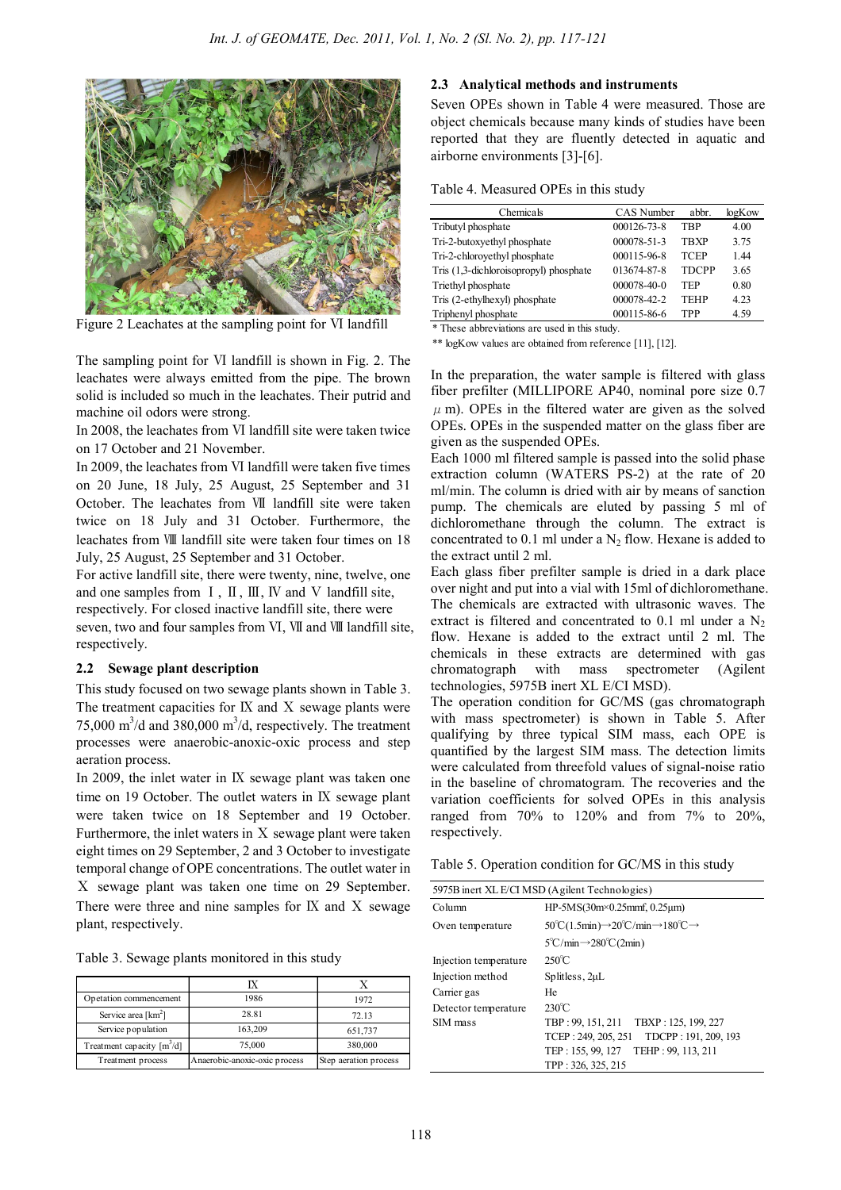Figure 2 Leachates at the sampling point for Ⅵ landfill

The sampling point for Ⅵ landfill is shown in Fig. 2. The leachates were always emitted from the pipe. The brown solid is included so much in the leachates. Their putrid and machine oil odors were strong.

In 2008, the leachates from Ⅵ landfill site were taken twice on 17 October and 21 November.

In 2009, the leachates from Ⅵ landfill were taken five times on 20 June, 18 July, 25 August, 25 September and 31 October. The leachates from Ⅶ landfill site were taken twice on 18 July and 31 October. Furthermore, the leachates from Ⅷ landfill site were taken four times on 18 July, 25 August, 25 September and 31 October.

For active landfill site, there were twenty, nine, twelve, one and one samples from Ⅰ, Ⅱ, Ⅲ, Ⅳ and Ⅴ landfill site, respectively. For closed inactive landfill site, there were seven, two and four samples from Ⅵ, Ⅶ and Ⅷ landfill site, respectively.

## 2.2 Sewage plant description

This study focused on two sewage plants shown in Table 3. The treatment capacities for Ⅸ and Ⅹ sewage plants were 75,000 $m^3$/d and 380,000 $m^3$/d, respectively. The treatment processes were anaerobic-anoxic-oxic process and step aeration process.

In 2009, the inlet water in Ⅸ sewage plant was taken one time on 19 October. The outlet waters in Ⅸ sewage plant were taken twice on 18 September and 19 October. Furthermore, the inlet waters in Ⅹ sewage plant were taken eight times on 29 September, 2 and 3 October to investigate temporal change of OPE concentrations. The outlet water in Ⅹ sewage plant was taken one time on 29 September. There were three and nine samples for Ⅸ and Ⅹ sewage plant, respectively.

Table 3. Sewage plants monitored in this study

| | Ⅸ | Ⅹ |
|---|---|---|
| Opetation commencement | 1986 | 1972 |
| Service area [$km^2$] | 28.81 | 72.13 |
| Service population | 163,209 | 651,737 |
| Treatment capacity [$m^3$/d] | 75,000 | 380,000 |
| Treatment process | Anaerobic-anoxic-oxic process | Step aeration process |

## 2.3 Analytical methods and instruments

Seven OPEs shown in Table 4 were measured. Those are object chemicals because many kinds of studies have been reported that they are fluently detected in aquatic and airborne environments [3]-[6].

Table 4. Measured OPEs in this study

| Chemicals | CAS Number | abbr. | logKow |
|---|---|---|---|
| Tributyl phosphate | 000126-73-8 | TBP | 4.00 |
| Tri-2-butoxyethyl phosphate | 000078-51-3 | TBXP | 3.75 |
| Tri-2-chloroyethyl phosphate | 000115-96-8 | TCEP | 1.44 |
| Tris (1,3-dichloroisopropyl) phosphate | 013674-87-8 | TDCPP | 3.65 |
| Triethyl phosphate | 000078-40-0 | TEP | 0.80 |
| Tris (2-ethylhexyl) phosphate | 000078-42-2 | TEHP | 4.23 |
| Triphenyl phosphate | 000115-86-6 | TPP | 4.59 |

\* These abbreviations are used in this study.

\*\* logKow values are obtained from reference [11], [12].

In the preparation, the water sample is filtered with glass fiber prefilter (MILLIPORE AP40, nominal pore size 0.7 $\mu$ m). OPEs in the filtered water are given as the solved OPEs. OPEs in the suspended matter on the glass fiber are given as the suspended OPEs.

Each 1000 ml filtered sample is passed into the solid phase extraction column (WATERS PS-2) at the rate of 20 ml/min. The column is dried with air by means of sanction pump. The chemicals are eluted by passing 5 ml of dichloromethane through the column. The extract is concentrated to 0.1 ml under a $N_2$ flow. Hexane is added to the extract until 2 ml.

Each glass fiber prefilter sample is dried in a dark place over night and put into a vial with 15ml of dichloromethane. The chemicals are extracted with ultrasonic waves. The extract is filtered and concentrated to 0.1 ml under a $N_2$ flow. Hexane is added to the extract until 2 ml. The chemicals in these extracts are determined with gas chromatograph with mass spectrometer (Agilent technologies, 5975B inert XL E/CI MSD).

The operation condition for GC/MS (gas chromatograph with mass spectrometer) is shown in Table 5. After qualifying by three typical SIM mass, each OPE is quantified by the largest SIM mass. The detection limits were calculated from threefold values of signal-noise ratio in the baseline of chromatogram. The recoveries and the variation coefficients for solved OPEs in this analysis ranged from 70% to 120% and from 7% to 20%, respectively.

Table 5. Operation condition for GC/MS in this study

| 5975B inert XL E/CI MSD (Agilent Technologies) | |
|---|---|
| Column | HP-5MS(30m×0.25mmf, 0.25μm) |
| Oven temperature | 50℃(1.5min)→20℃/min→180℃→ 5℃/min→280℃(2min) |
| Injection temperature | 250℃ |
| Injection method | Splitless, 2μL |
| Carrier gas | He |
| Detector temperature | 230℃ |
| SIM mass | TBP : 99, 151, 211 TBXP : 125, 199, 227 TCEP : 249, 205, 251 TDCPP : 191, 209, 193 TEP : 155, 99, 127 TEHP : 99, 113, 211 TPP : 326, 325, 215 |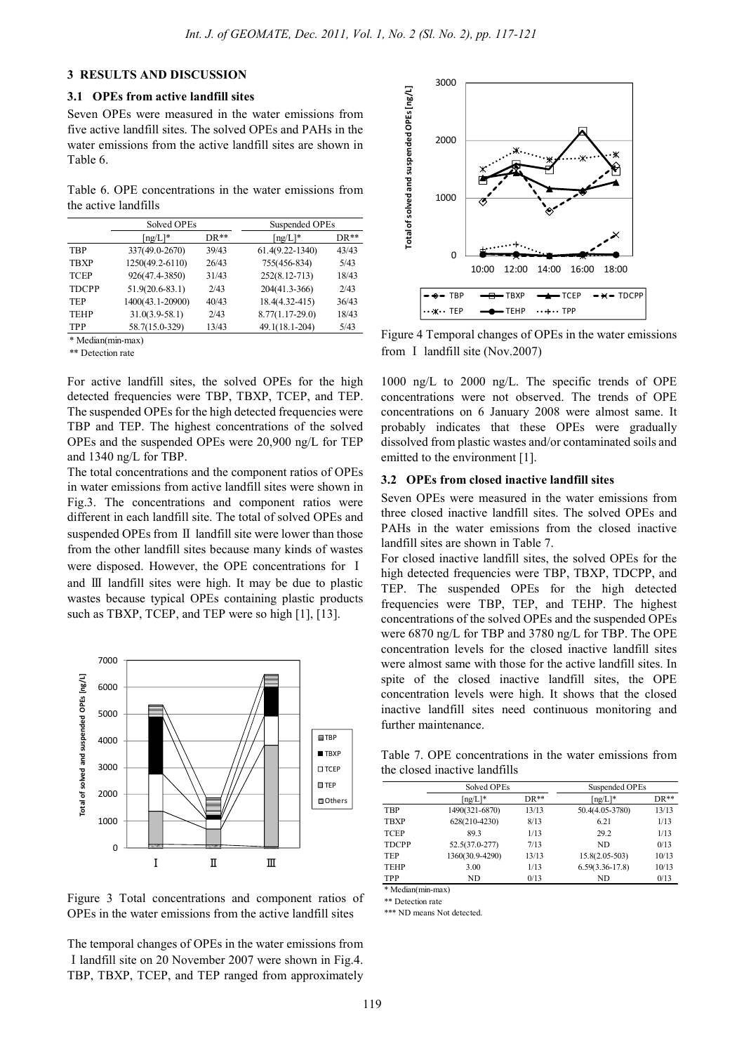## 3 RESULTS AND DISCUSSION

### 3.1 OPEs from active landfill sites

Seven OPEs were measured in the water emissions from five active landfill sites. The solved OPEs and PAHs in the water emissions from the active landfill sites are shown in Table 6.

Table 6. OPE concentrations in the water emissions from the active landfills

| | Solved OPEs | | Suspended OPEs | |
|---|---|---|---|---|
| | [ng/L]* | DR** | [ng/L]* | DR** |
| TBP | 337(49.0-2670) | 39/43 | 61.4(9.22-1340) | 43/43 |
| TBXP | 1250(49.2-6110) | 26/43 | 755(456-834) | 5/43 |
| TCEP | 926(47.4-3850) | 31/43 | 252(8.12-713) | 18/43 |
| TDCPP | 51.9(20.6-83.1) | 2/43 | 204(41.3-366) | 2/43 |
| TEP | 1400(43.1-20900) | 40/43 | 18.4(4.32-415) | 36/43 |
| TEHP | 31.0(3.9-58.1) | 2/43 | 8.77(1.17-29.0) | 18/43 |
| TPP | 58.7(15.0-329) | 13/43 | 49.1(18.1-204) | 5/43 |

\* Median(min-max)

** Detection rate

For active landfill sites, the solved OPEs for the high detected frequencies were TBP, TBXP, TCEP, and TEP. The suspended OPEs for the high detected frequencies were TBP and TEP. The highest concentrations of the solved OPEs and the suspended OPEs were 20,900 ng/L for TEP and 1340 ng/L for TBP.

The total concentrations and the component ratios of OPEs in water emissions from active landfill sites were shown in Fig.3. The concentrations and component ratios were different in each landfill site. The total of solved OPEs and suspended OPEs from Ⅱ landfill site were lower than those from the other landfill sites because many kinds of wastes were disposed. However, the OPE concentrations for Ⅰ and Ⅲ landfill sites were high. It may be due to plastic wastes because typical OPEs containing plastic products such as TBXP, TCEP, and TEP were so high [1], [13].

Figure 3 Total concentrations and component ratios of OPEs in the water emissions from the active landfill sites

The temporal changes of OPEs in the water emissions from Ⅰ landfill site on 20 November 2007 were shown in Fig.4. TBP, TBXP, TCEP, and TEP ranged from approximately 1000 ng/L to 2000 ng/L. The specific trends of OPE concentrations were not observed. The trends of OPE concentrations on 6 January 2008 were almost same. It probably indicates that these OPEs were gradually dissolved from plastic wastes and/or contaminated soils and emitted to the environment [1].

Figure 4 Temporal changes of OPEs in the water emissions from Ⅰ landfill site (Nov.2007)

### 3.2 OPEs from closed inactive landfill sites

Seven OPEs were measured in the water emissions from three closed inactive landfill sites. The solved OPEs and PAHs in the water emissions from the closed inactive landfill sites are shown in Table 7.

For closed inactive landfill sites, the solved OPEs for the high detected frequencies were TBP, TBXP, TDCPP, and TEP. The suspended OPEs for the high detected frequencies were TBP, TEP, and TEHP. The highest concentrations of the solved OPEs and the suspended OPEs were 6870 ng/L for TBP and 3780 ng/L for TBP. The OPE concentration levels for the closed inactive landfill sites were almost same with those for the active landfill sites. In spite of the closed inactive landfill sites, the OPE concentration levels were high. It shows that the closed inactive landfill sites need continuous monitoring and further maintenance.

Table 7. OPE concentrations in the water emissions from the closed inactive landfills

| | Solved OPEs | | Suspended OPEs | |
|---|---|---|---|---|
| | [ng/L]* | DR** | [ng/L]* | DR** |
| TBP | 1490(321-6870) | 13/13 | 50.4(4.05-3780) | 13/13 |
| TBXP | 628(210-4230) | 8/13 | 6.21 | 1/13 |
| TCEP | 89.3 | 1/13 | 29.2 | 1/13 |
| TDCPP | 52.5(37.0-277) | 7/13 | ND | 0/13 |
| TEP | 1360(30.9-4290) | 13/13 | 15.8(2.05-503) | 10/13 |
| TEHP | 3.00 | 1/13 | 6.59(3.36-17.8) | 10/13 |
| TPP | ND | 0/13 | ND | 0/13 |

\* Median(min-max)

** Detection rate

*** ND means Not detected.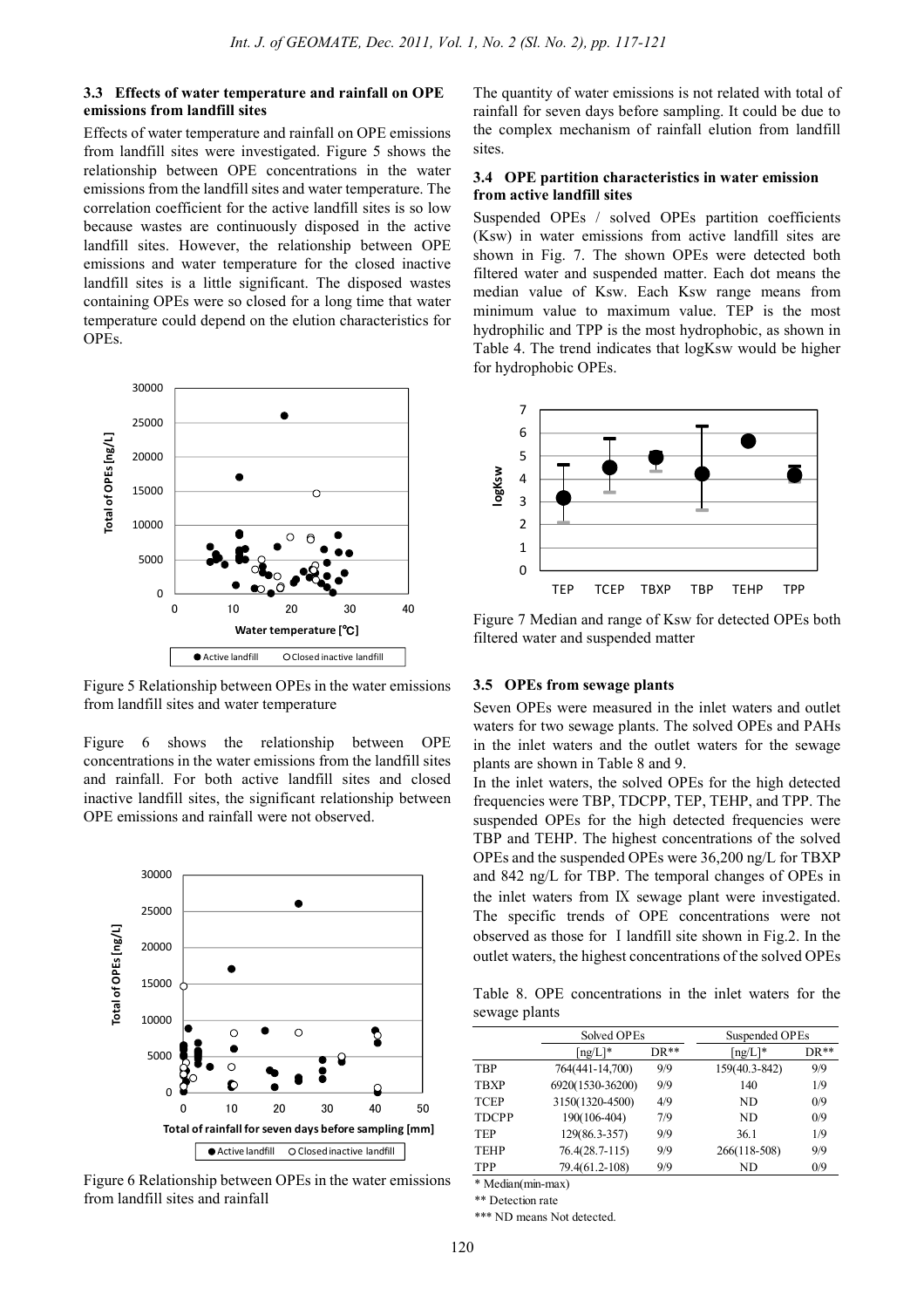### 3.3 Effects of water temperature and rainfall on OPE emissions from landfill sites

Effects of water temperature and rainfall on OPE emissions from landfill sites were investigated. Figure 5 shows the relationship between OPE concentrations in the water emissions from the landfill sites and water temperature. The correlation coefficient for the active landfill sites is so low because wastes are continuously disposed in the active landfill sites. However, the relationship between OPE emissions and water temperature for the closed inactive landfill sites is a little significant. The disposed wastes containing OPEs were so closed for a long time that water temperature could depend on the elution characteristics for OPEs.

Figure 5 Relationship between OPEs in the water emissions from landfill sites and water temperature

Figure 6 shows the relationship between OPE concentrations in the water emissions from the landfill sites and rainfall. For both active landfill sites and closed inactive landfill sites, the significant relationship between OPE emissions and rainfall were not observed.

Figure 6 Relationship between OPEs in the water emissions from landfill sites and rainfall

The quantity of water emissions is not related with total of rainfall for seven days before sampling. It could be due to the complex mechanism of rainfall elution from landfill sites.

### 3.4 OPE partition characteristics in water emission from active landfill sites

Suspended OPEs / solved OPEs partition coefficients (Ksw) in water emissions from active landfill sites are shown in Fig. 7. The shown OPEs were detected both filtered water and suspended matter. Each dot means the median value of Ksw. Each Ksw range means from minimum value to maximum value. TEP is the most hydrophilic and TPP is the most hydrophobic, as shown in Table 4. The trend indicates that logKsw would be higher for hydrophobic OPEs.

Figure 7 Median and range of Ksw for detected OPEs both filtered water and suspended matter

### 3.5 OPEs from sewage plants

Seven OPEs were measured in the inlet waters and outlet waters for two sewage plants. The solved OPEs and PAHs in the inlet waters and the outlet waters for the sewage plants are shown in Table 8 and 9.

In the inlet waters, the solved OPEs for the high detected frequencies were TBP, TDCPP, TEP, TEHP, and TPP. The suspended OPEs for the high detected frequencies were TBP and TEHP. The highest concentrations of the solved OPEs and the suspended OPEs were 36,200 ng/L for TBXP and 842 ng/L for TBP. The temporal changes of OPEs in the inlet waters from Ⅸ sewage plant were investigated. The specific trends of OPE concentrations were not observed as those for Ⅰ landfill site shown in Fig.2. In the outlet waters, the highest concentrations of the solved OPEs

Table 8. OPE concentrations in the inlet waters for the sewage plants

| | Solved OPEs | | Suspended OPEs | |
|---|---|---|---|---|
| | [ng/L]* | DR** | [ng/L]* | DR** |
| TBP | 764(441-14,700) | 9/9 | 159(40.3-842) | 9/9 |
| TBXP | 6920(1530-36200) | 9/9 | 140 | 1/9 |
| TCEP | 3150(1320-4500) | 4/9 | ND | 0/9 |
| TDCPP | 190(106-404) | 7/9 | ND | 0/9 |
| TEP | 129(86.3-357) | 9/9 | 36.1 | 1/9 |
| TEHP | 76.4(28.7-115) | 9/9 | 266(118-508) | 9/9 |
| TPP | 79.4(61.2-108) | 9/9 | ND | 0/9 |

\* Median(min-max)

\** Detection rate

\*** ND means Not detected.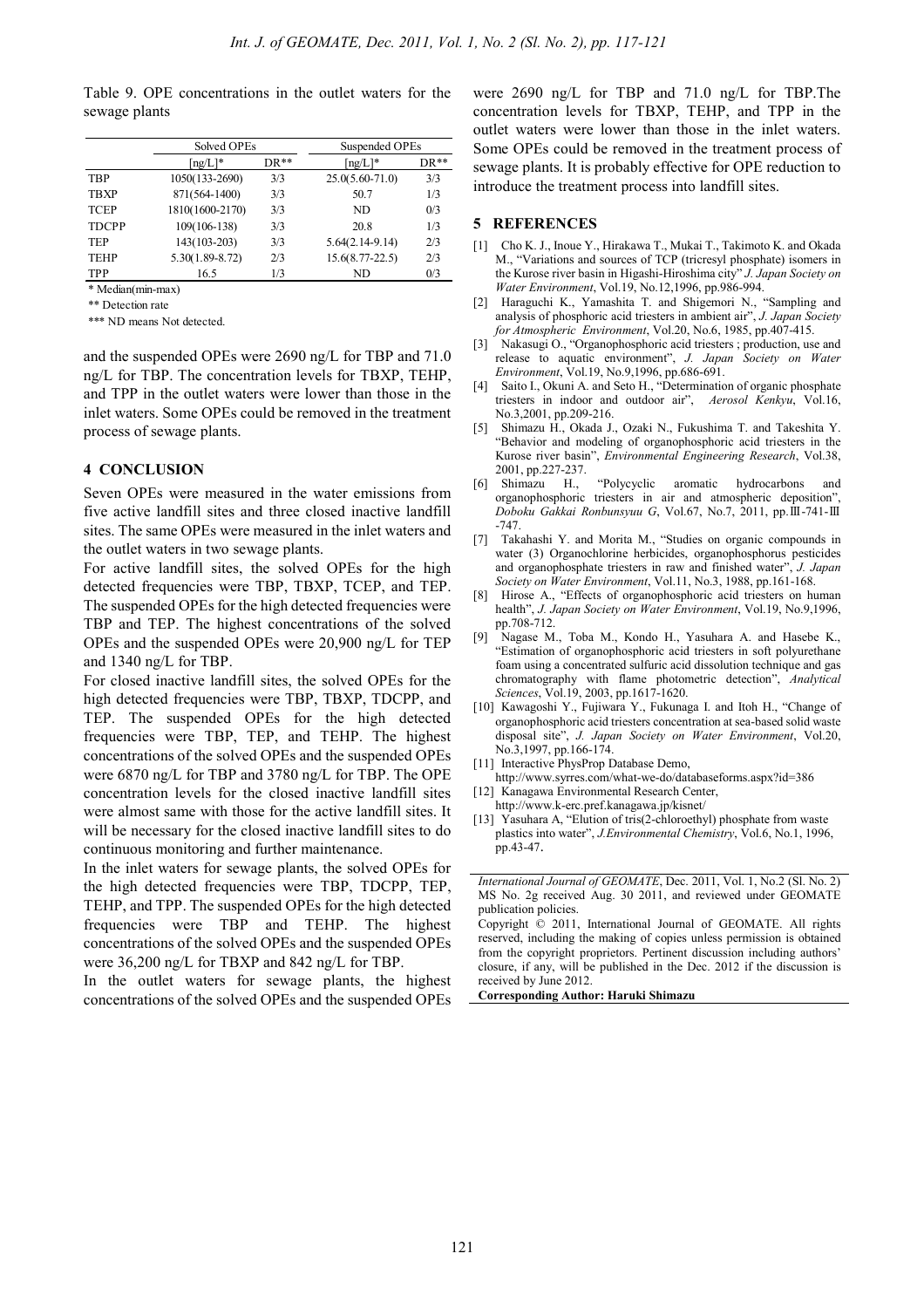Table 9. OPE concentrations in the outlet waters for the sewage plants

| | Solved OPEs | | Suspended OPEs | |
|---|---|---|---|---|
| | [ng/L]* | DR** | [ng/L]* | DR** |
| TBP | 1050(133-2690) | 3/3 | 25.0(5.60-71.0) | 3/3 |
| TBXP | 871(564-1400) | 3/3 | 50.7 | 1/3 |
| TCEP | 1810(1600-2170) | 3/3 | ND | 0/3 |
| TDCPP | 109(106-138) | 3/3 | 20.8 | 1/3 |
| TEP | 143(103-203) | 3/3 | 5.64(2.14-9.14) | 2/3 |
| TEHP | 5.30(1.89-8.72) | 2/3 | 15.6(8.77-22.5) | 2/3 |
| TPP | 16.5 | 1/3 | ND | 0/3 |

* Median(min-max)

** Detection rate

*** ND means Not detected.

and the suspended OPEs were 2690 ng/L for TBP and 71.0 ng/L for TBP. The concentration levels for TBXP, TEHP, and TPP in the outlet waters were lower than those in the inlet waters. Some OPEs could be removed in the treatment process of sewage plants.

## 4 CONCLUSION

Seven OPEs were measured in the water emissions from five active landfill sites and three closed inactive landfill sites. The same OPEs were measured in the inlet waters and the outlet waters in two sewage plants.

For active landfill sites, the solved OPEs for the high detected frequencies were TBP, TBXP, TCEP, and TEP. The suspended OPEs for the high detected frequencies were TBP and TEP. The highest concentrations of the solved OPEs and the suspended OPEs were 20,900 ng/L for TEP and 1340 ng/L for TBP.

For closed inactive landfill sites, the solved OPEs for the high detected frequencies were TBP, TBXP, TDCPP, and TEP. The suspended OPEs for the high detected frequencies were TBP, TEP, and TEHP. The highest concentrations of the solved OPEs and the suspended OPEs were 6870 ng/L for TBP and 3780 ng/L for TBP. The OPE concentration levels for the closed inactive landfill sites were almost same with those for the active landfill sites. It will be necessary for the closed inactive landfill sites to do continuous monitoring and further maintenance.

In the inlet waters for sewage plants, the solved OPEs for the high detected frequencies were TBP, TDCPP, TEP, TEHP, and TPP. The suspended OPEs for the high detected frequencies were TBP and TEHP. The highest concentrations of the solved OPEs and the suspended OPEs were 36,200 ng/L for TBXP and 842 ng/L for TBP.

In the outlet waters for sewage plants, the highest concentrations of the solved OPEs and the suspended OPEs were 2690 ng/L for TBP and 71.0 ng/L for TBP.The concentration levels for TBXP, TEHP, and TPP in the outlet waters were lower than those in the inlet waters. Some OPEs could be removed in the treatment process of sewage plants. It is probably effective for OPE reduction to introduce the treatment process into landfill sites.

## 5 REFERENCES

[1] Cho K. J., Inoue Y., Hirakawa T., Mukai T., Takimoto K. and Okada M., "Variations and sources of TCP (tricresyl phosphate) isomers in the Kurose river basin in Higashi-Hiroshima city" *J. Japan Society on Water Environment*, Vol.19, No.12,1996, pp.986-994.

[2] Haraguchi K., Yamashita T. and Shigemori N., "Sampling and analysis of phosphoric acid triesters in ambient air", *J. Japan Society for Atmospheric Environment*, Vol.20, No.6, 1985, pp.407-415.

[3] Nakasugi O., "Organophosphoric acid triesters ; production, use and release to aquatic environment", *J. Japan Society on Water Environment*, Vol.19, No.9,1996, pp.686-691.

[4] Saito I., Okuni A. and Seto H., "Determination of organic phosphate triesters in indoor and outdoor air", *Aerosol Kenkyu*, Vol.16, No.3,2001, pp.209-216.

[5] Shimazu H., Okada J., Ozaki N., Fukushima T. and Takeshita Y. "Behavior and modeling of organophosphoric acid triesters in the Kurose river basin", *Environmental Engineering Research*, Vol.38, 2001, pp.227-237.

[6] Shimazu H., "Polycyclic aromatic hydrocarbons and organophosphoric triesters in air and atmospheric deposition", *Doboku Gakkai Ronbunsyuu G*, Vol.67, No.7, 2011, pp.Ⅲ-741-Ⅲ-747.

[7] Takahashi Y. and Morita M., "Studies on organic compounds in water (3) Organochlorine herbicides, organophosphorus pesticides and organophosphate triesters in raw and finished water", *J. Japan Society on Water Environment*, Vol.11, No.3, 1988, pp.161-168.

[8] Hirose A., "Effects of organophosphoric acid triesters on human health", *J. Japan Society on Water Environment*, Vol.19, No.9,1996, pp.708-712.

[9] Nagase M., Toba M., Kondo H., Yasuhara A. and Hasebe K., "Estimation of organophosphoric acid triesters in soft polyurethane foam using a concentrated sulfuric acid dissolution technique and gas chromatography with flame photometric detection", *Analytical Sciences*, Vol.19, 2003, pp.1617-1620.

[10] Kawagoshi Y., Fujiwara Y., Fukunaga I. and Itoh H., "Change of organophosphoric acid triesters concentration at sea-based solid waste disposal site", *J. Japan Society on Water Environment*, Vol.20, No.3,1997, pp.166-174.

[11] Interactive PhysProp Database Demo, http://www.syrres.com/what-we-do/databaseforms.aspx?id=386

[12] Kanagawa Environmental Research Center, http://www.k-erc.pref.kanagawa.jp/kisnet/

[13] Yasuhara A, "Elution of tris(2-chloroethyl) phosphate from waste plastics into water", *J.Environmental Chemistry*, Vol.6, No.1, 1996, pp.43-47.

*International Journal of GEOMATE*, Dec. 2011, Vol. 1, No.2 (Sl. No. 2) MS No. 2g received Aug. 30 2011, and reviewed under GEOMATE publication policies.

Copyright © 2011, International Journal of GEOMATE. All rights reserved, including the making of copies unless permission is obtained from the copyright proprietors. Pertinent discussion including authors' closure, if any, will be published in the Dec. 2012 if the discussion is received by June 2012.

**Corresponding Author: Haruki Shimazu**